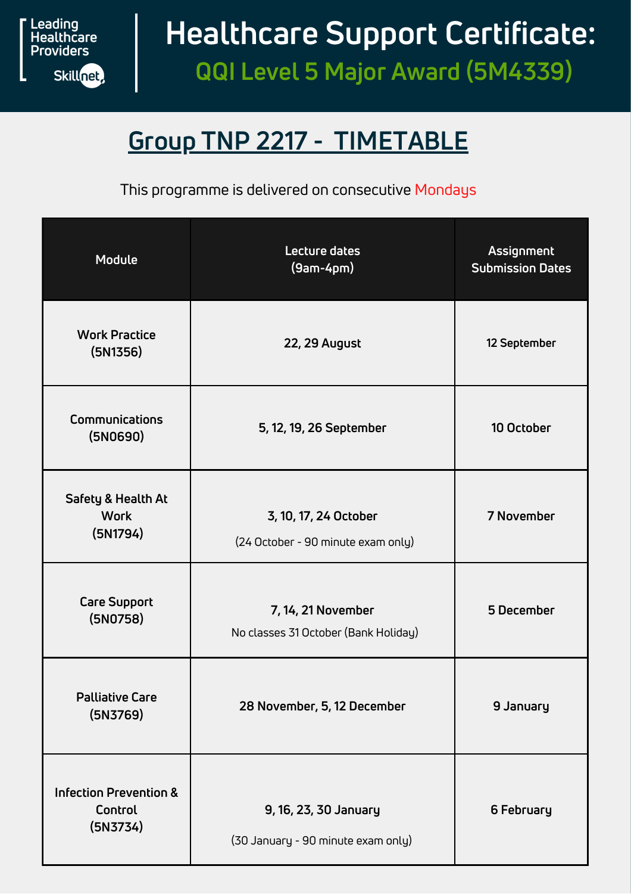Leading Healthcare Providers
Skillnet

# Healthcare Support Certificate:
## QQI Level 5 Major Award (5M4339)

## Group TNP 2217 - TIMETABLE

This programme is delivered on consecutive Mondays

| Module | Lecture dates (9am-4pm) | Assignment Submission Dates |
| --- | --- | --- |
| Work Practice (5N1356) | 22, 29 August | 12 September |
| Communications (5N0690) | 5, 12, 19, 26 September | 10 October |
| Safety & Health At Work (5N1794) | 3, 10, 17, 24 October (24 October - 90 minute exam only) | 7 November |
| Care Support (5N0758) | 7, 14, 21 November No classes 31 October (Bank Holiday) | 5 December |
| Palliative Care (5N3769) | 28 November, 5, 12 December | 9 January |
| Infection Prevention & Control (5N3734) | 9, 16, 23, 30 January (30 January - 90 minute exam only) | 6 February |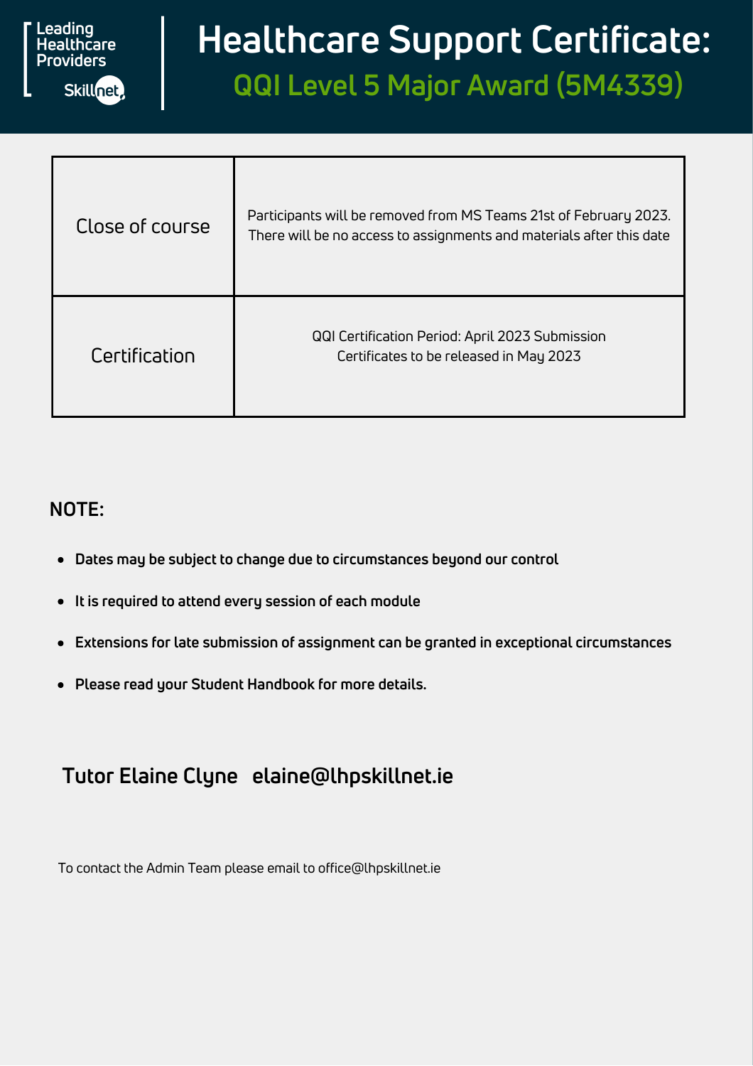Leading Healthcare Providers
Skillnet

# Healthcare Support Certificate:

## QQI Level 5 Major Award (5M4339)

| | |
|---|---|
| Close of course | Participants will be removed from MS Teams 21st of February 2023. There will be no access to assignments and materials after this date |
| Certification | QQI Certification Period: April 2023 Submission<br>Certificates to be released in May 2023 |

**NOTE:**

- **Dates may be subject to change due to circumstances beyond our control**
- **It is required to attend every session of each module**
- **Extensions for late submission of assignment can be granted in exceptional circumstances**
- **Please read your Student Handbook for more details.**

**Tutor Elaine Clyne   elaine@lhpskillnet.ie**

To contact the Admin Team please email to office@lhpskillnet.ie